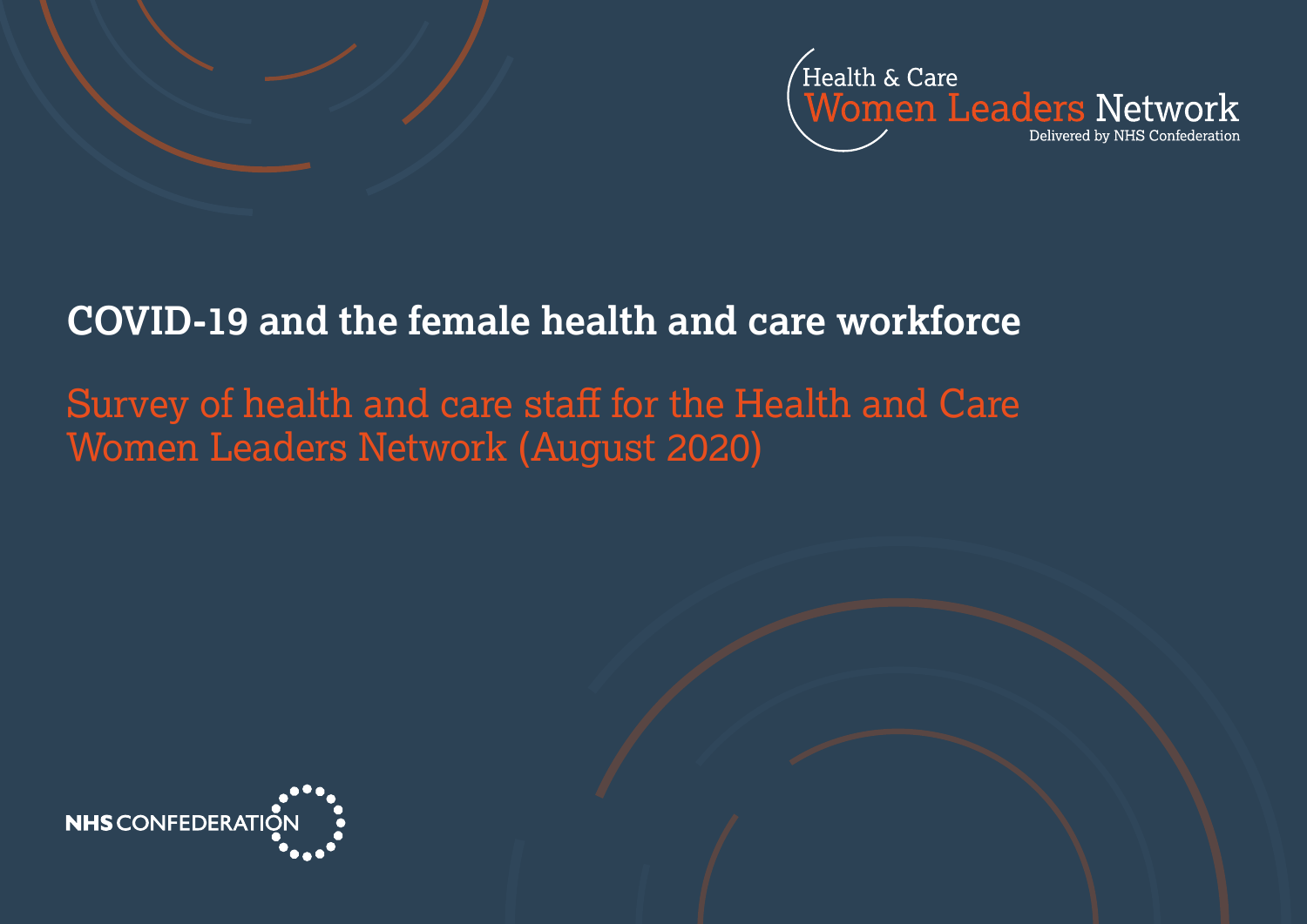Health & Care
Women Leaders Network
Delivered by NHS Confederation

# COVID-19 and the female health and care workforce

## Survey of health and care staff for the Health and Care Women Leaders Network (August 2020)

NHS CONFEDERATION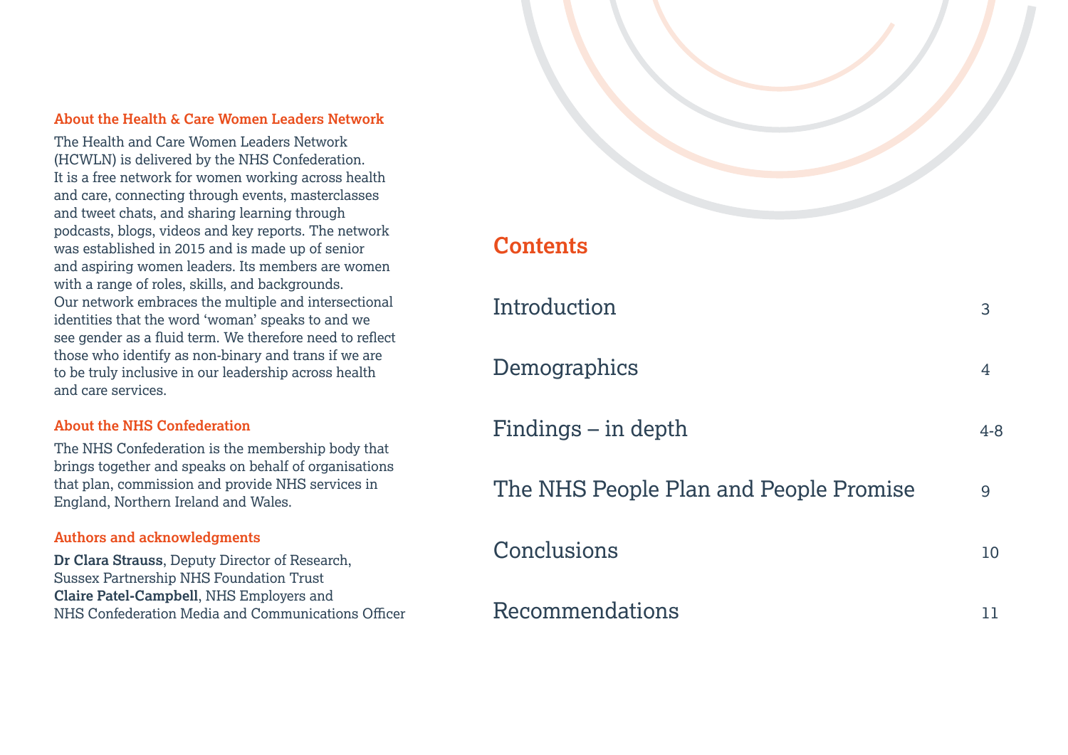### About the Health & Care Women Leaders Network

The Health and Care Women Leaders Network (HCWLN) is delivered by the NHS Confederation. It is a free network for women working across health and care, connecting through events, masterclasses and tweet chats, and sharing learning through podcasts, blogs, videos and key reports. The network was established in 2015 and is made up of senior and aspiring women leaders. Its members are women with a range of roles, skills, and backgrounds. Our network embraces the multiple and intersectional identities that the word 'woman' speaks to and we see gender as a fluid term. We therefore need to reflect those who identify as non-binary and trans if we are to be truly inclusive in our leadership across health and care services.

### About the NHS Confederation

The NHS Confederation is the membership body that brings together and speaks on behalf of organisations that plan, commission and provide NHS services in England, Northern Ireland and Wales.

### Authors and acknowledgments

**Dr Clara Strauss**, Deputy Director of Research, Sussex Partnership NHS Foundation Trust
**Claire Patel-Campbell**, NHS Employers and NHS Confederation Media and Communications Officer

## Contents

| | |
|---|---|
| Introduction | 3 |
| Demographics | 4 |
| Findings – in depth | 4-8 |
| The NHS People Plan and People Promise | 9 |
| Conclusions | 10 |
| Recommendations | 11 |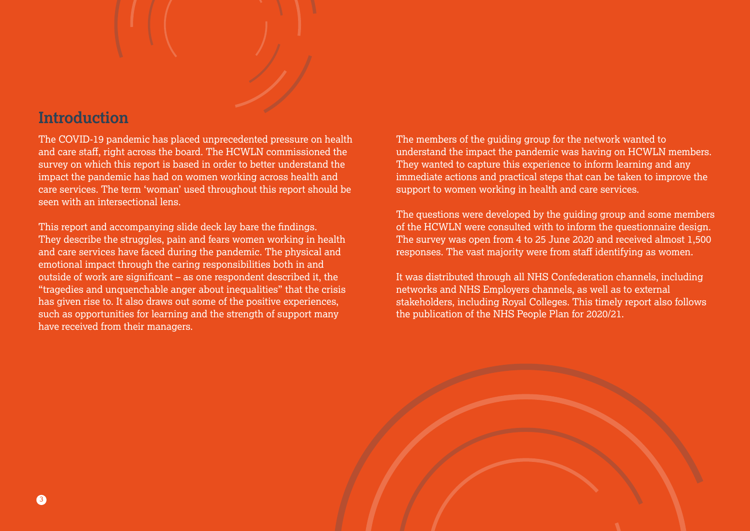## Introduction

The COVID-19 pandemic has placed unprecedented pressure on health and care staff, right across the board. The HCWLN commissioned the survey on which this report is based in order to better understand the impact the pandemic has had on women working across health and care services. The term 'woman' used throughout this report should be seen with an intersectional lens.

This report and accompanying slide deck lay bare the findings. They describe the struggles, pain and fears women working in health and care services have faced during the pandemic. The physical and emotional impact through the caring responsibilities both in and outside of work are significant – as one respondent described it, the "tragedies and unquenchable anger about inequalities" that the crisis has given rise to. It also draws out some of the positive experiences, such as opportunities for learning and the strength of support many have received from their managers.

The members of the guiding group for the network wanted to understand the impact the pandemic was having on HCWLN members. They wanted to capture this experience to inform learning and any immediate actions and practical steps that can be taken to improve the support to women working in health and care services.

The questions were developed by the guiding group and some members of the HCWLN were consulted with to inform the questionnaire design. The survey was open from 4 to 25 June 2020 and received almost 1,500 responses. The vast majority were from staff identifying as women.

It was distributed through all NHS Confederation channels, including networks and NHS Employers channels, as well as to external stakeholders, including Royal Colleges. This timely report also follows the publication of the NHS People Plan for 2020/21.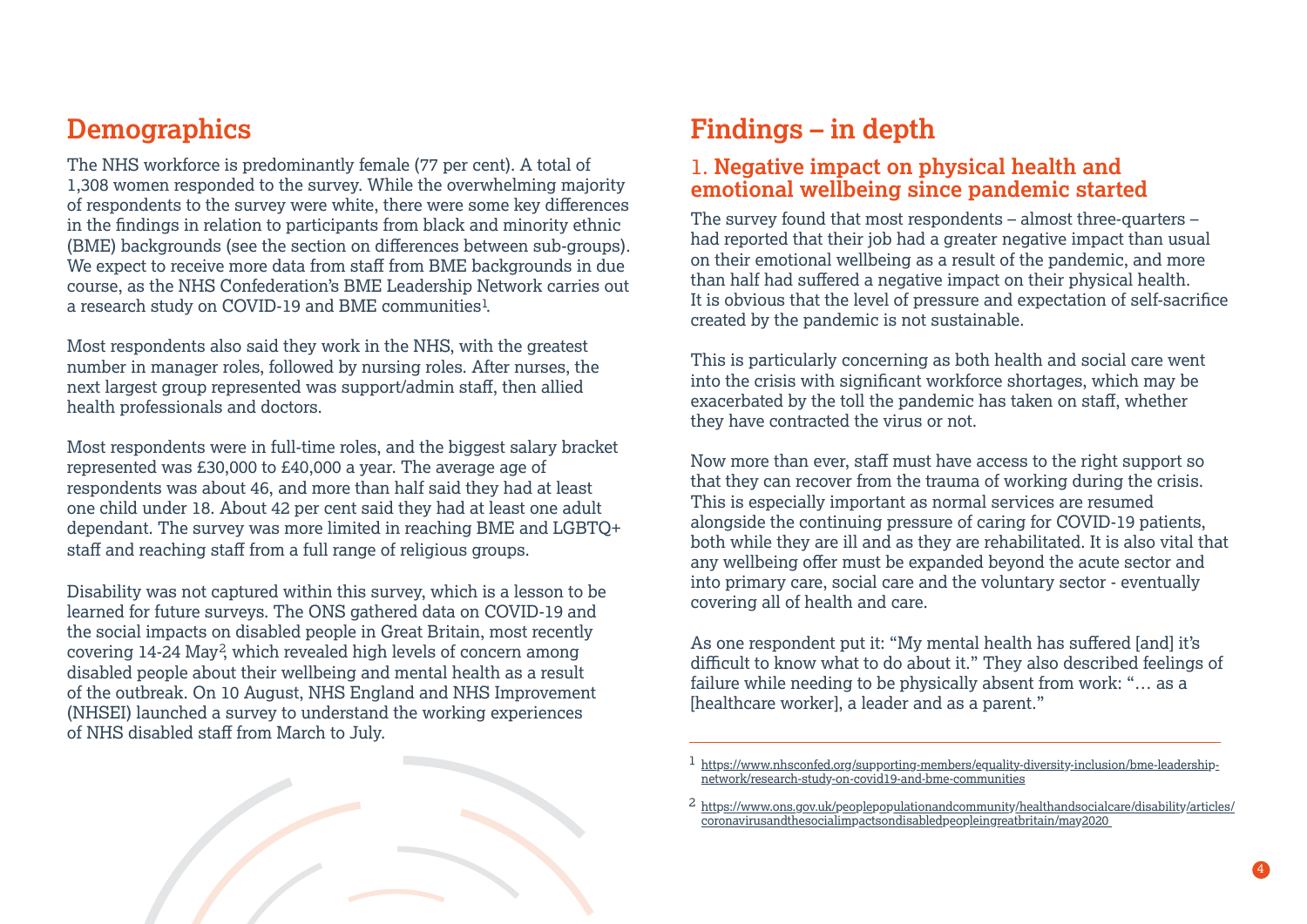## Demographics

The NHS workforce is predominantly female (77 per cent). A total of 1,308 women responded to the survey. While the overwhelming majority of respondents to the survey were white, there were some key differences in the findings in relation to participants from black and minority ethnic (BME) backgrounds (see the section on differences between sub-groups). We expect to receive more data from staff from BME backgrounds in due course, as the NHS Confederation's BME Leadership Network carries out a research study on COVID-19 and BME communities[1].

Most respondents also said they work in the NHS, with the greatest number in manager roles, followed by nursing roles. After nurses, the next largest group represented was support/admin staff, then allied health professionals and doctors.

Most respondents were in full-time roles, and the biggest salary bracket represented was £30,000 to £40,000 a year. The average age of respondents was about 46, and more than half said they had at least one child under 18. About 42 per cent said they had at least one adult dependant. The survey was more limited in reaching BME and LGBTQ+ staff and reaching staff from a full range of religious groups.

Disability was not captured within this survey, which is a lesson to be learned for future surveys. The ONS gathered data on COVID-19 and the social impacts on disabled people in Great Britain, most recently covering 14-24 May[2], which revealed high levels of concern among disabled people about their wellbeing and mental health as a result of the outbreak. On 10 August, NHS England and NHS Improvement (NHSEI) launched a survey to understand the working experiences of NHS disabled staff from March to July.

## Findings – in depth

### 1. Negative impact on physical health and emotional wellbeing since pandemic started

The survey found that most respondents – almost three-quarters – had reported that their job had a greater negative impact than usual on their emotional wellbeing as a result of the pandemic, and more than half had suffered a negative impact on their physical health. It is obvious that the level of pressure and expectation of self-sacrifice created by the pandemic is not sustainable.

This is particularly concerning as both health and social care went into the crisis with significant workforce shortages, which may be exacerbated by the toll the pandemic has taken on staff, whether they have contracted the virus or not.

Now more than ever, staff must have access to the right support so that they can recover from the trauma of working during the crisis. This is especially important as normal services are resumed alongside the continuing pressure of caring for COVID-19 patients, both while they are ill and as they are rehabilitated. It is also vital that any wellbeing offer must be expanded beyond the acute sector and into primary care, social care and the voluntary sector - eventually covering all of health and care.

As one respondent put it: "My mental health has suffered [and] it's difficult to know what to do about it." They also described feelings of failure while needing to be physically absent from work: "… as a [healthcare worker], a leader and as a parent."

---

[1] https://www.nhsconfed.org/supporting-members/equality-diversity-inclusion/bme-leadership-network/research-study-on-covid19-and-bme-communities

[2] https://www.ons.gov.uk/peoplepopulationandcommunity/healthandsocialcare/disability/articles/coronavirusandthesocialimpactsondisabledpeopleingreatbritain/may2020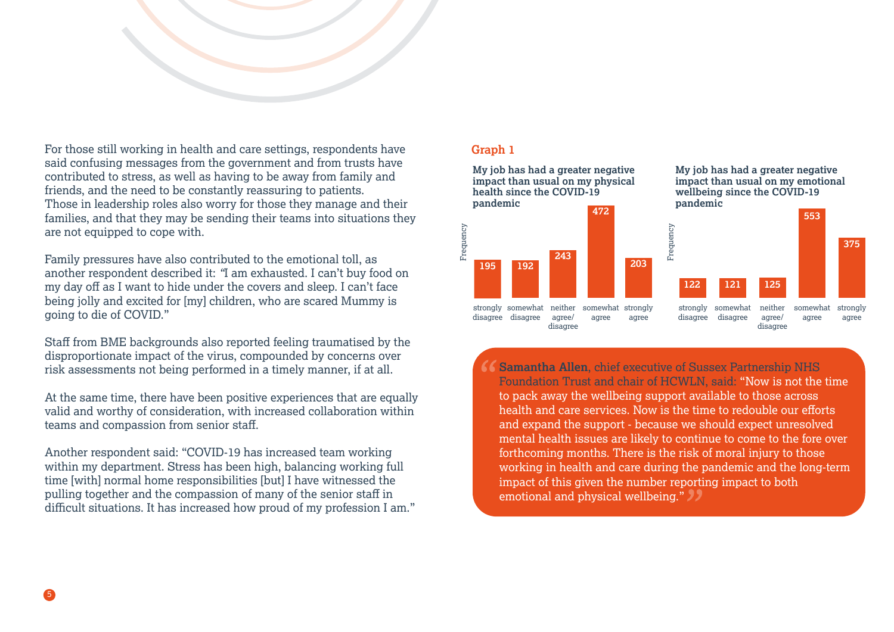For those still working in health and care settings, respondents have said confusing messages from the government and from trusts have contributed to stress, as well as having to be away from family and friends, and the need to be constantly reassuring to patients. Those in leadership roles also worry for those they manage and their families, and that they may be sending their teams into situations they are not equipped to cope with.

Family pressures have also contributed to the emotional toll, as another respondent described it: "I am exhausted. I can't buy food on my day off as I want to hide under the covers and sleep. I can't face being jolly and excited for [my] children, who are scared Mummy is going to die of COVID."

Staff from BME backgrounds also reported feeling traumatised by the disproportionate impact of the virus, compounded by concerns over risk assessments not being performed in a timely manner, if at all.

At the same time, there have been positive experiences that are equally valid and worthy of consideration, with increased collaboration within teams and compassion from senior staff.

Another respondent said: "COVID-19 has increased team working within my department. Stress has been high, balancing working full time [with] normal home responsibilities [but] I have witnessed the pulling together and the compassion of many of the senior staff in difficult situations. It has increased how proud of my profession I am."

## Graph 1

**My job has had a greater negative impact than usual on my physical health since the COVID-19 pandemic**

| Response | Frequency |
|---|---|
| strongly disagree | 195 |
| somewhat disagree | 192 |
| neither agree/disagree | 243 |
| somewhat agree | 472 |
| strongly agree | 203 |

**My job has had a greater negative impact than usual on my emotional wellbeing since the COVID-19 pandemic**

| Response | Frequency |
|---|---|
| strongly disagree | 122 |
| somewhat disagree | 121 |
| neither agree/disagree | 125 |
| somewhat agree | 553 |
| strongly agree | 375 |

> **Samantha Allen**, chief executive of Sussex Partnership NHS Foundation Trust and chair of HCWLN, said: "Now is not the time to pack away the wellbeing support available to those across health and care services. Now is the time to redouble our efforts and expand the support - because we should expect unresolved mental health issues are likely to continue to come to the fore over forthcoming months. There is the risk of moral injury to those working in health and care during the pandemic and the long-term impact of this given the number reporting impact to both emotional and physical wellbeing."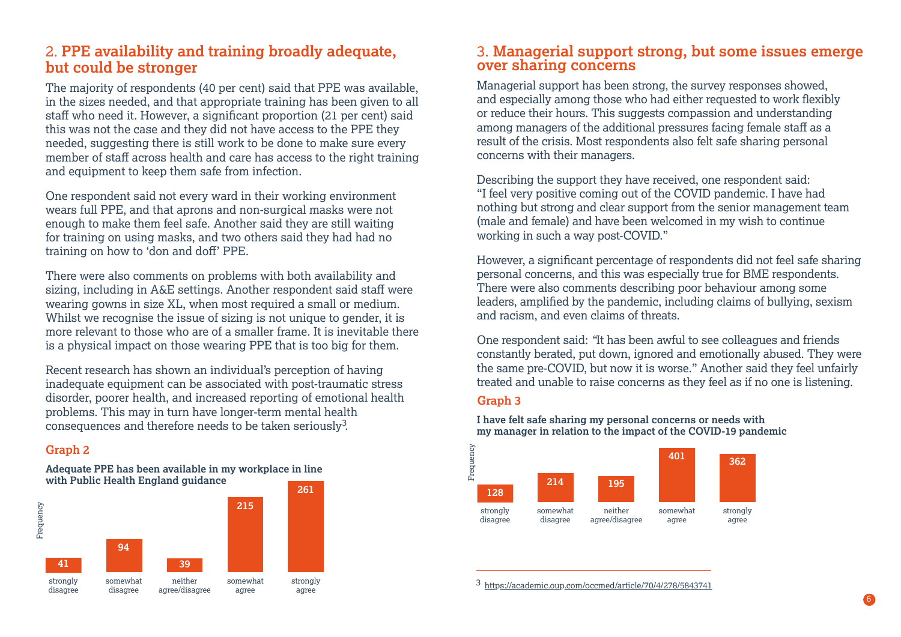## 2. PPE availability and training broadly adequate, but could be stronger

The majority of respondents (40 per cent) said that PPE was available, in the sizes needed, and that appropriate training has been given to all staff who need it. However, a significant proportion (21 per cent) said this was not the case and they did not have access to the PPE they needed, suggesting there is still work to be done to make sure every member of staff across health and care has access to the right training and equipment to keep them safe from infection.

One respondent said not every ward in their working environment wears full PPE, and that aprons and non-surgical masks were not enough to make them feel safe. Another said they are still waiting for training on using masks, and two others said they had had no training on how to 'don and doff' PPE.

There were also comments on problems with both availability and sizing, including in A&E settings. Another respondent said staff were wearing gowns in size XL, when most required a small or medium. Whilst we recognise the issue of sizing is not unique to gender, it is more relevant to those who are of a smaller frame. It is inevitable there is a physical impact on those wearing PPE that is too big for them.

Recent research has shown an individual's perception of having inadequate equipment can be associated with post-traumatic stress disorder, poorer health, and increased reporting of emotional health problems. This may in turn have longer-term mental health consequences and therefore needs to be taken seriously[3].

### Graph 2

**Adequate PPE has been available in my workplace in line with Public Health England guidance**

| Response | Frequency |
|---|---|
| strongly disagree | 41 |
| somewhat disagree | 94 |
| neither agree/disagree | 39 |
| somewhat agree | 215 |
| strongly agree | 261 |

## 3. Managerial support strong, but some issues emerge over sharing concerns

Managerial support has been strong, the survey responses showed, and especially among those who had either requested to work flexibly or reduce their hours. This suggests compassion and understanding among managers of the additional pressures facing female staff as a result of the crisis. Most respondents also felt safe sharing personal concerns with their managers.

Describing the support they have received, one respondent said: "I feel very positive coming out of the COVID pandemic. I have had nothing but strong and clear support from the senior management team (male and female) and have been welcomed in my wish to continue working in such a way post-COVID."

However, a significant percentage of respondents did not feel safe sharing personal concerns, and this was especially true for BME respondents. There were also comments describing poor behaviour among some leaders, amplified by the pandemic, including claims of bullying, sexism and racism, and even claims of threats.

One respondent said: "It has been awful to see colleagues and friends constantly berated, put down, ignored and emotionally abused. They were the same pre-COVID, but now it is worse." Another said they feel unfairly treated and unable to raise concerns as they feel as if no one is listening.

### Graph 3

**I have felt safe sharing my personal concerns or needs with my manager in relation to the impact of the COVID-19 pandemic**

| Response | Frequency |
|---|---|
| strongly disagree | 128 |
| somewhat disagree | 214 |
| neither agree/disagree | 195 |
| somewhat agree | 401 |
| strongly agree | 362 |

3 https://academic.oup.com/occmed/article/70/4/278/5843741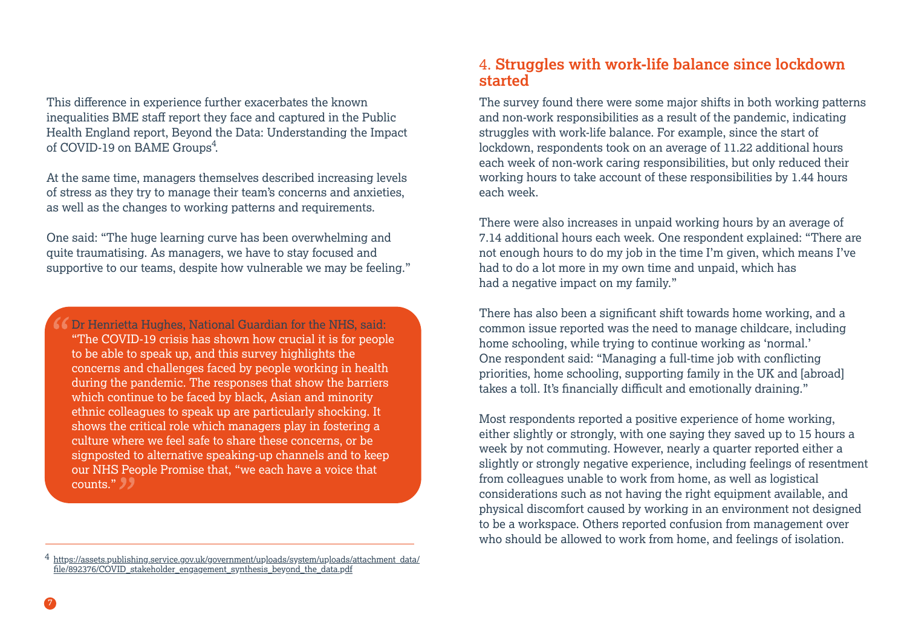This difference in experience further exacerbates the known inequalities BME staff report they face and captured in the Public Health England report, Beyond the Data: Understanding the Impact of COVID-19 on BAME Groups[4].

At the same time, managers themselves described increasing levels of stress as they try to manage their team's concerns and anxieties, as well as the changes to working patterns and requirements.

One said: "The huge learning curve has been overwhelming and quite traumatising. As managers, we have to stay focused and supportive to our teams, despite how vulnerable we may be feeling."

> Dr Henrietta Hughes, National Guardian for the NHS, said: "The COVID-19 crisis has shown how crucial it is for people to be able to speak up, and this survey highlights the concerns and challenges faced by people working in health during the pandemic. The responses that show the barriers which continue to be faced by black, Asian and minority ethnic colleagues to speak up are particularly shocking. It shows the critical role which managers play in fostering a culture where we feel safe to share these concerns, or be signposted to alternative speaking-up channels and to keep our NHS People Promise that, "we each have a voice that counts."

[4] https://assets.publishing.service.gov.uk/government/uploads/system/uploads/attachment_data/file/892376/COVID_stakeholder_engagement_synthesis_beyond_the_data.pdf

## 4. Struggles with work-life balance since lockdown started

The survey found there were some major shifts in both working patterns and non-work responsibilities as a result of the pandemic, indicating struggles with work-life balance. For example, since the start of lockdown, respondents took on an average of 11.22 additional hours each week of non-work caring responsibilities, but only reduced their working hours to take account of these responsibilities by 1.44 hours each week.

There were also increases in unpaid working hours by an average of 7.14 additional hours each week. One respondent explained: "There are not enough hours to do my job in the time I'm given, which means I've had to do a lot more in my own time and unpaid, which has had a negative impact on my family."

There has also been a significant shift towards home working, and a common issue reported was the need to manage childcare, including home schooling, while trying to continue working as 'normal.' One respondent said: "Managing a full-time job with conflicting priorities, home schooling, supporting family in the UK and [abroad] takes a toll. It's financially difficult and emotionally draining."

Most respondents reported a positive experience of home working, either slightly or strongly, with one saying they saved up to 15 hours a week by not commuting. However, nearly a quarter reported either a slightly or strongly negative experience, including feelings of resentment from colleagues unable to work from home, as well as logistical considerations such as not having the right equipment available, and physical discomfort caused by working in an environment not designed to be a workspace. Others reported confusion from management over who should be allowed to work from home, and feelings of isolation.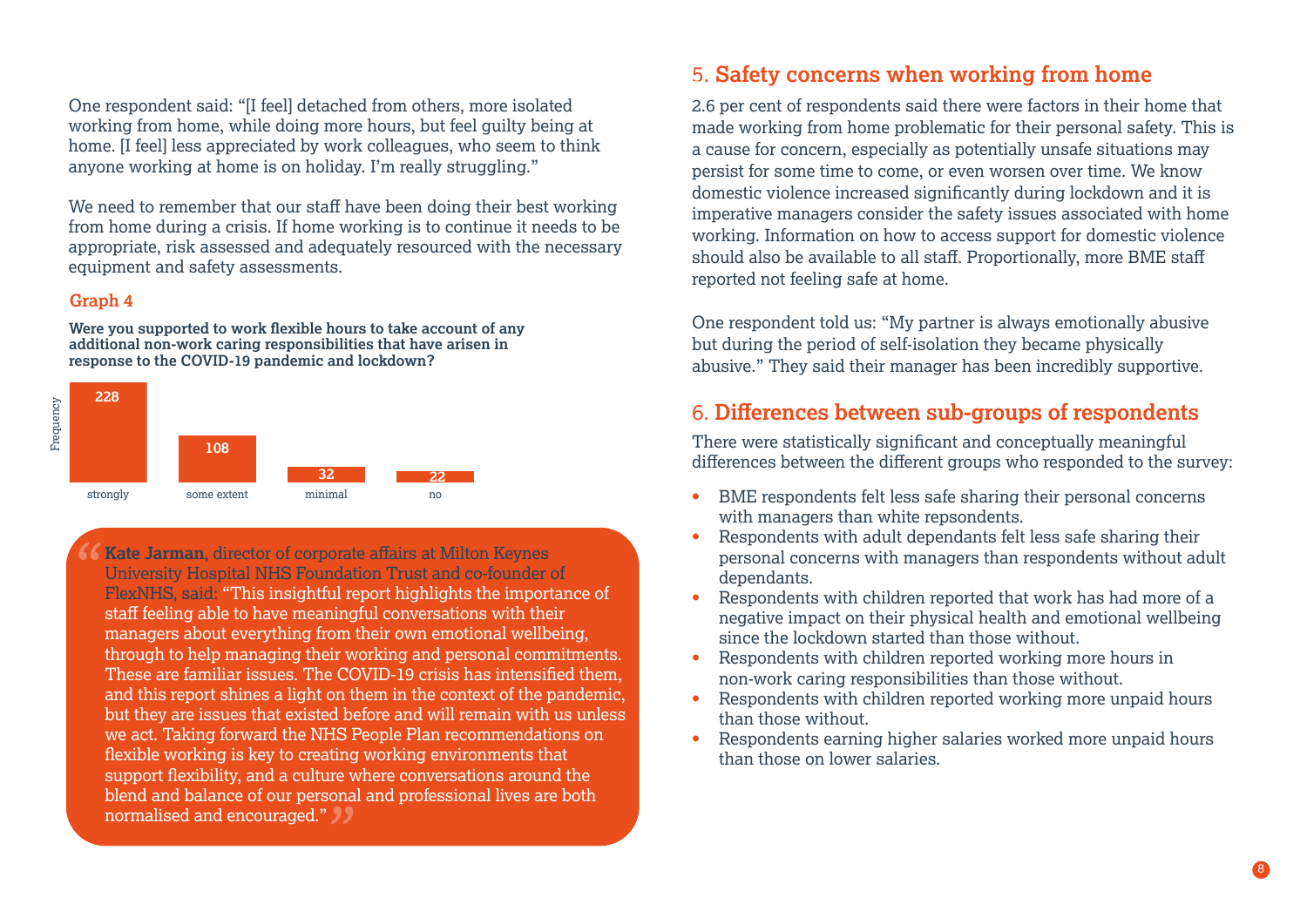One respondent said: "[I feel] detached from others, more isolated working from home, while doing more hours, but feel guilty being at home. [I feel] less appreciated by work colleagues, who seem to think anyone working at home is on holiday. I'm really struggling."

We need to remember that our staff have been doing their best working from home during a crisis. If home working is to continue it needs to be appropriate, risk assessed and adequately resourced with the necessary equipment and safety assessments.

### Graph 4

**Were you supported to work flexible hours to take account of any additional non-work caring responsibilities that have arisen in response to the COVID-19 pandemic and lockdown?**

| Response | Frequency |
|---|---|
| strongly | 228 |
| some extent | 108 |
| minimal | 32 |
| no | 22 |

> **Kate Jarman**, director of corporate affairs at Milton Keynes University Hospital NHS Foundation Trust and co-founder of FlexNHS, said: "This insightful report highlights the importance of staff feeling able to have meaningful conversations with their managers about everything from their own emotional wellbeing, through to help managing their working and personal commitments. These are familiar issues. The COVID-19 crisis has intensified them, and this report shines a light on them in the context of the pandemic, but they are issues that existed before and will remain with us unless we act. Taking forward the NHS People Plan recommendations on flexible working is key to creating working environments that support flexibility, and a culture where conversations around the blend and balance of our personal and professional lives are both normalised and encouraged."

## 5. Safety concerns when working from home

2.6 per cent of respondents said there were factors in their home that made working from home problematic for their personal safety. This is a cause for concern, especially as potentially unsafe situations may persist for some time to come, or even worsen over time. We know domestic violence increased significantly during lockdown and it is imperative managers consider the safety issues associated with home working. Information on how to access support for domestic violence should also be available to all staff. Proportionally, more BME staff reported not feeling safe at home.

One respondent told us: "My partner is always emotionally abusive but during the period of self-isolation they became physically abusive." They said their manager has been incredibly supportive.

## 6. Differences between sub-groups of respondents

There were statistically significant and conceptually meaningful differences between the different groups who responded to the survey:

- BME respondents felt less safe sharing their personal concerns with managers than white repsondents.
- Respondents with adult dependants felt less safe sharing their personal concerns with managers than respondents without adult dependants.
- Respondents with children reported that work has had more of a negative impact on their physical health and emotional wellbeing since the lockdown started than those without.
- Respondents with children reported working more hours in non-work caring responsibilities than those without.
- Respondents with children reported working more unpaid hours than those without.
- Respondents earning higher salaries worked more unpaid hours than those on lower salaries.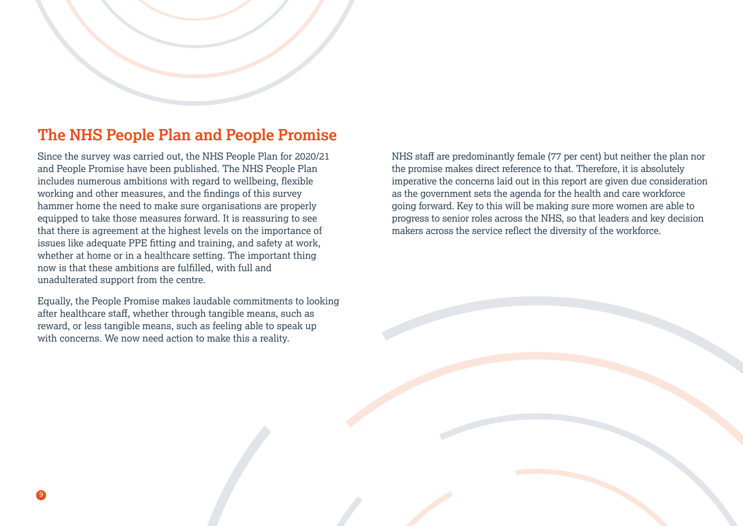## The NHS People Plan and People Promise

Since the survey was carried out, the NHS People Plan for 2020/21 and People Promise have been published. The NHS People Plan includes numerous ambitions with regard to wellbeing, flexible working and other measures, and the findings of this survey hammer home the need to make sure organisations are properly equipped to take those measures forward. It is reassuring to see that there is agreement at the highest levels on the importance of issues like adequate PPE fitting and training, and safety at work, whether at home or in a healthcare setting. The important thing now is that these ambitions are fulfilled, with full and unadulterated support from the centre.

Equally, the People Promise makes laudable commitments to looking after healthcare staff, whether through tangible means, such as reward, or less tangible means, such as feeling able to speak up with concerns. We now need action to make this a reality.

NHS staff are predominantly female (77 per cent) but neither the plan nor the promise makes direct reference to that. Therefore, it is absolutely imperative the concerns laid out in this report are given due consideration as the government sets the agenda for the health and care workforce going forward. Key to this will be making sure more women are able to progress to senior roles across the NHS, so that leaders and key decision makers across the service reflect the diversity of the workforce.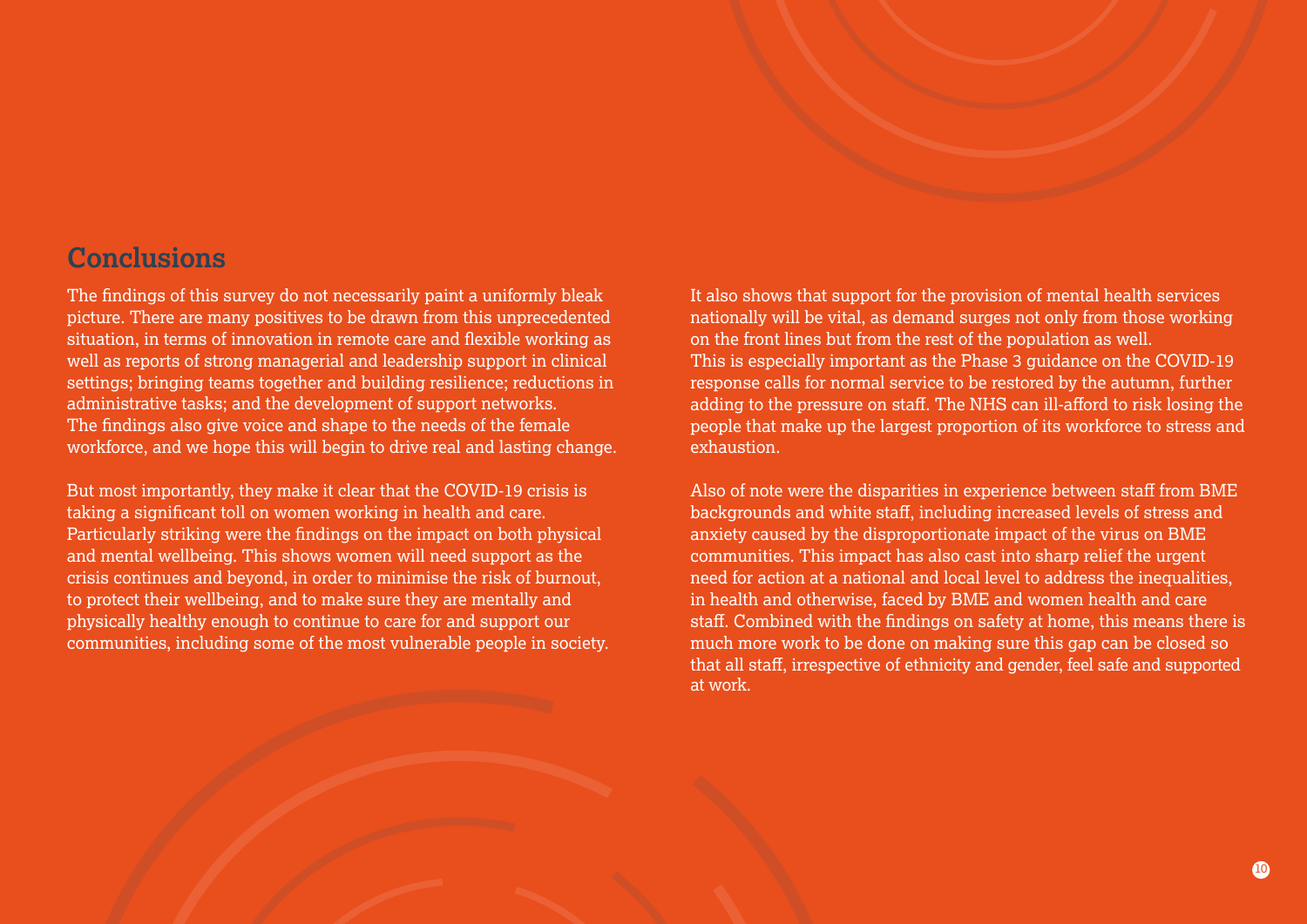## Conclusions

The findings of this survey do not necessarily paint a uniformly bleak picture. There are many positives to be drawn from this unprecedented situation, in terms of innovation in remote care and flexible working as well as reports of strong managerial and leadership support in clinical settings; bringing teams together and building resilience; reductions in administrative tasks; and the development of support networks. The findings also give voice and shape to the needs of the female workforce, and we hope this will begin to drive real and lasting change.

But most importantly, they make it clear that the COVID-19 crisis is taking a significant toll on women working in health and care. Particularly striking were the findings on the impact on both physical and mental wellbeing. This shows women will need support as the crisis continues and beyond, in order to minimise the risk of burnout, to protect their wellbeing, and to make sure they are mentally and physically healthy enough to continue to care for and support our communities, including some of the most vulnerable people in society.

It also shows that support for the provision of mental health services nationally will be vital, as demand surges not only from those working on the front lines but from the rest of the population as well. This is especially important as the Phase 3 guidance on the COVID-19 response calls for normal service to be restored by the autumn, further adding to the pressure on staff. The NHS can ill-afford to risk losing the people that make up the largest proportion of its workforce to stress and exhaustion.

Also of note were the disparities in experience between staff from BME backgrounds and white staff, including increased levels of stress and anxiety caused by the disproportionate impact of the virus on BME communities. This impact has also cast into sharp relief the urgent need for action at a national and local level to address the inequalities, in health and otherwise, faced by BME and women health and care staff. Combined with the findings on safety at home, this means there is much more work to be done on making sure this gap can be closed so that all staff, irrespective of ethnicity and gender, feel safe and supported at work.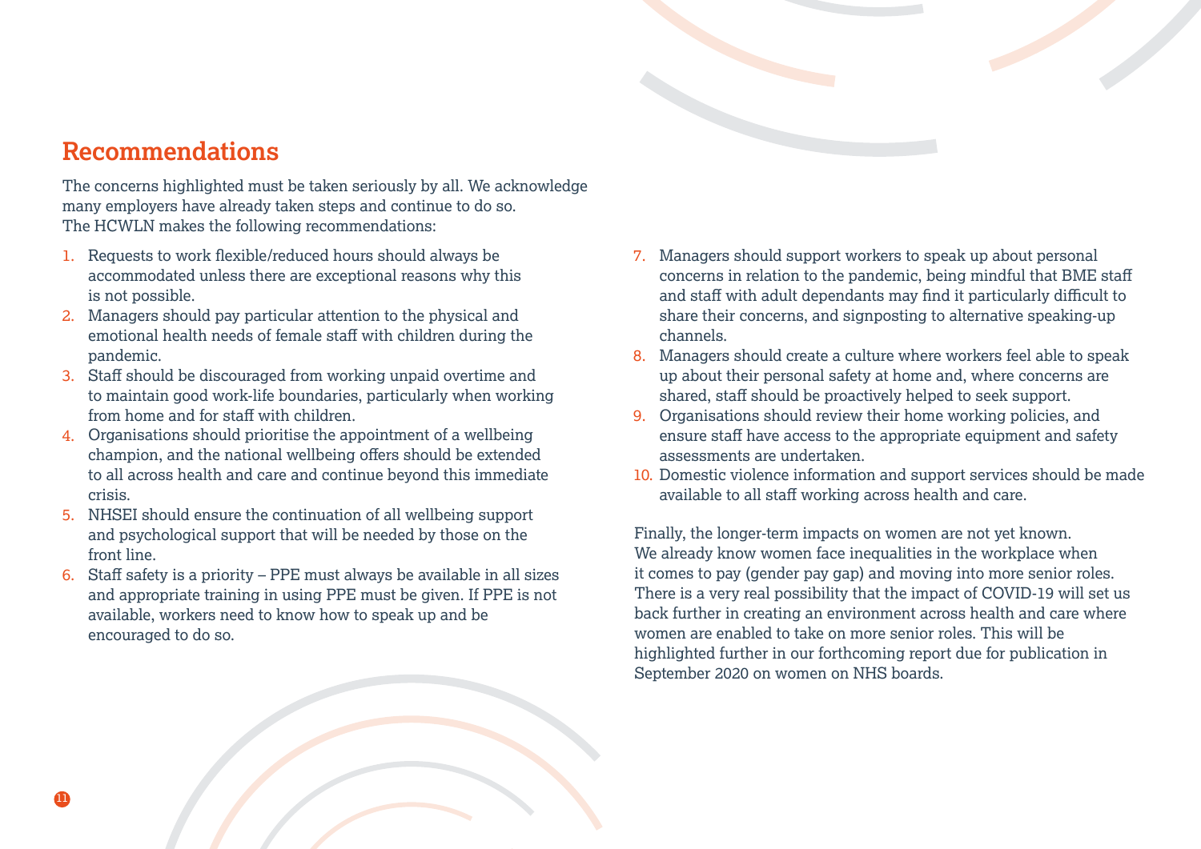## Recommendations

The concerns highlighted must be taken seriously by all. We acknowledge many employers have already taken steps and continue to do so. The HCWLN makes the following recommendations:

1. Requests to work flexible/reduced hours should always be accommodated unless there are exceptional reasons why this is not possible.
2. Managers should pay particular attention to the physical and emotional health needs of female staff with children during the pandemic.
3. Staff should be discouraged from working unpaid overtime and to maintain good work-life boundaries, particularly when working from home and for staff with children.
4. Organisations should prioritise the appointment of a wellbeing champion, and the national wellbeing offers should be extended to all across health and care and continue beyond this immediate crisis.
5. NHSEI should ensure the continuation of all wellbeing support and psychological support that will be needed by those on the front line.
6. Staff safety is a priority – PPE must always be available in all sizes and appropriate training in using PPE must be given. If PPE is not available, workers need to know how to speak up and be encouraged to do so.
7. Managers should support workers to speak up about personal concerns in relation to the pandemic, being mindful that BME staff and staff with adult dependants may find it particularly difficult to share their concerns, and signposting to alternative speaking-up channels.
8. Managers should create a culture where workers feel able to speak up about their personal safety at home and, where concerns are shared, staff should be proactively helped to seek support.
9. Organisations should review their home working policies, and ensure staff have access to the appropriate equipment and safety assessments are undertaken.
10. Domestic violence information and support services should be made available to all staff working across health and care.

Finally, the longer-term impacts on women are not yet known. We already know women face inequalities in the workplace when it comes to pay (gender pay gap) and moving into more senior roles. There is a very real possibility that the impact of COVID-19 will set us back further in creating an environment across health and care where women are enabled to take on more senior roles. This will be highlighted further in our forthcoming report due for publication in September 2020 on women on NHS boards.